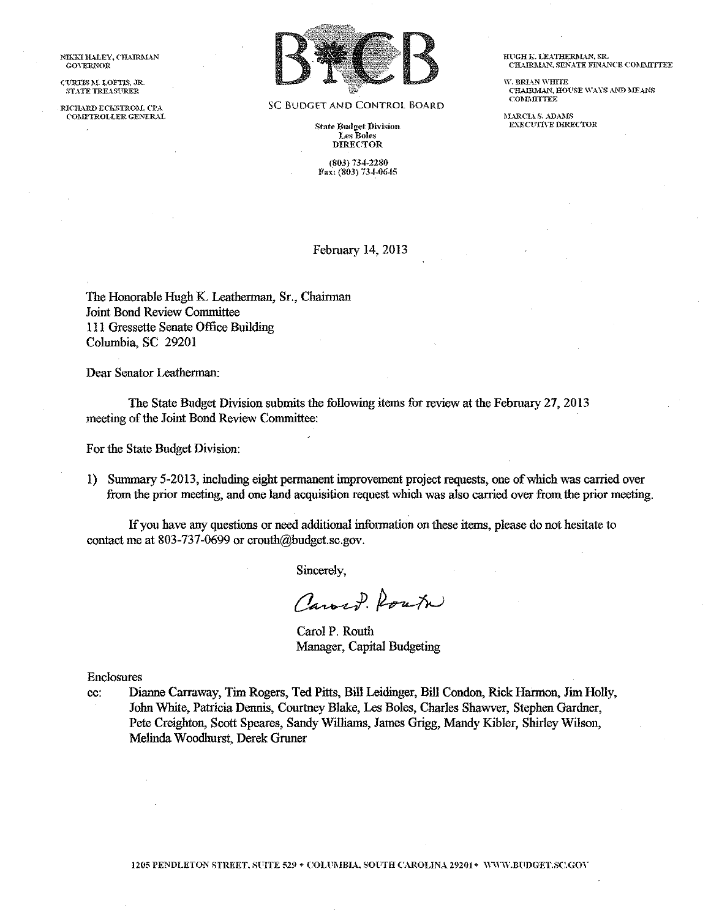NIKKI HALEY, CHAIRMAN
GOVERNOR

CURTIS M. LOFTIS, JR.
STATE TREASURER

RICHARD ECKSTROM, CPA
COMPTROLLER GENERAL

SC BUDGET AND CONTROL BOARD

State Budget Division
Les Boles
DIRECTOR

(803) 734-2280
Fax: (803) 734-0645

HUGH K. LEATHERMAN, SR.
CHAIRMAN, SENATE FINANCE COMMITTEE

W. BRIAN WHITE
CHAIRMAN, HOUSE WAYS AND MEANS COMMITTEE

MARCIA S. ADAMS
EXECUTIVE DIRECTOR

February 14, 2013

The Honorable Hugh K. Leatherman, Sr., Chairman
Joint Bond Review Committee
111 Gressette Senate Office Building
Columbia, SC 29201

Dear Senator Leatherman:

The State Budget Division submits the following items for review at the February 27, 2013 meeting of the Joint Bond Review Committee:

For the State Budget Division:

1) Summary 5-2013, including eight permanent improvement project requests, one of which was carried over from the prior meeting, and one land acquisition request which was also carried over from the prior meeting.

If you have any questions or need additional information on these items, please do not hesitate to contact me at 803-737-0699 or crouth@budget.sc.gov.

Sincerely,

Carol P. Routh
Manager, Capital Budgeting

Enclosures

cc: Dianne Carraway, Tim Rogers, Ted Pitts, Bill Leidinger, Bill Condon, Rick Harmon, Jim Holly, John White, Patricia Dennis, Courtney Blake, Les Boles, Charles Shawver, Stephen Gardner, Pete Creighton, Scott Speares, Sandy Williams, James Grigg, Mandy Kibler, Shirley Wilson, Melinda Woodhurst, Derek Gruner

1205 PENDLETON STREET, SUITE 529 • COLUMBIA, SOUTH CAROLINA 29201 • WWW.BUDGET.SC.GOV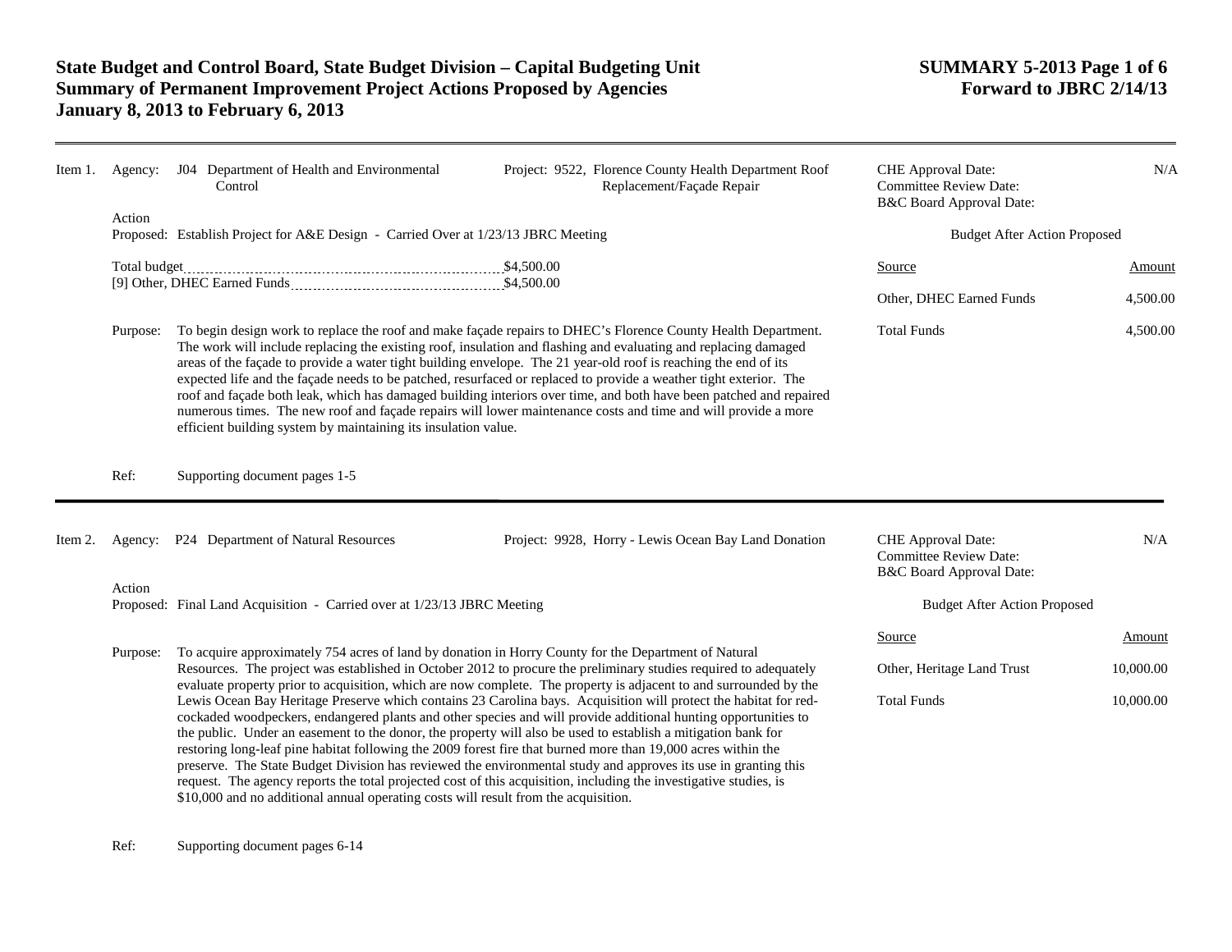**State Budget and Control Board, State Budget Division – Capital Budgeting Unit**
**Summary of Permanent Improvement Project Actions Proposed by Agencies**
**January 8, 2013 to February 6, 2013**

**SUMMARY 5-2013 Page 1 of 6**
**Forward to JBRC 2/14/13**

---

**Item 1.** Agency: J04 Department of Health and Environmental Control

Project: 9522, Florence County Health Department Roof Replacement/Façade Repair

CHE Approval Date: N/A
Committee Review Date:
B&C Board Approval Date:

Action Proposed: Establish Project for A&E Design - Carried Over at 1/23/13 JBRC Meeting

| | |
|---|---|
| Total budget | $4,500.00 |
| [9] Other, DHEC Earned Funds | $4,500.00 |

Budget After Action Proposed

| Source | Amount |
|---|---|
| Other, DHEC Earned Funds | 4,500.00 |
| Total Funds | 4,500.00 |

Purpose: To begin design work to replace the roof and make façade repairs to DHEC's Florence County Health Department. The work will include replacing the existing roof, insulation and flashing and evaluating and replacing damaged areas of the façade to provide a water tight building envelope. The 21 year-old roof is reaching the end of its expected life and the façade needs to be patched, resurfaced or replaced to provide a weather tight exterior. The roof and façade both leak, which has damaged building interiors over time, and both have been patched and repaired numerous times. The new roof and façade repairs will lower maintenance costs and time and will provide a more efficient building system by maintaining its insulation value.

Ref: Supporting document pages 1-5

---

**Item 2.** Agency: P24 Department of Natural Resources

Project: 9928, Horry - Lewis Ocean Bay Land Donation

CHE Approval Date: N/A
Committee Review Date:
B&C Board Approval Date:

Action Proposed: Final Land Acquisition - Carried over at 1/23/13 JBRC Meeting

Budget After Action Proposed

| Source | Amount |
|---|---|
| Other, Heritage Land Trust | 10,000.00 |
| Total Funds | 10,000.00 |

Purpose: To acquire approximately 754 acres of land by donation in Horry County for the Department of Natural Resources. The project was established in October 2012 to procure the preliminary studies required to adequately evaluate property prior to acquisition, which are now complete. The property is adjacent to and surrounded by the Lewis Ocean Bay Heritage Preserve which contains 23 Carolina bays. Acquisition will protect the habitat for red-cockaded woodpeckers, endangered plants and other species and will provide additional hunting opportunities to the public. Under an easement to the donor, the property will also be used to establish a mitigation bank for restoring long-leaf pine habitat following the 2009 forest fire that burned more than 19,000 acres within the preserve. The State Budget Division has reviewed the environmental study and approves its use in granting this request. The agency reports the total projected cost of this acquisition, including the investigative studies, is $10,000 and no additional annual operating costs will result from the acquisition.

Ref: Supporting document pages 6-14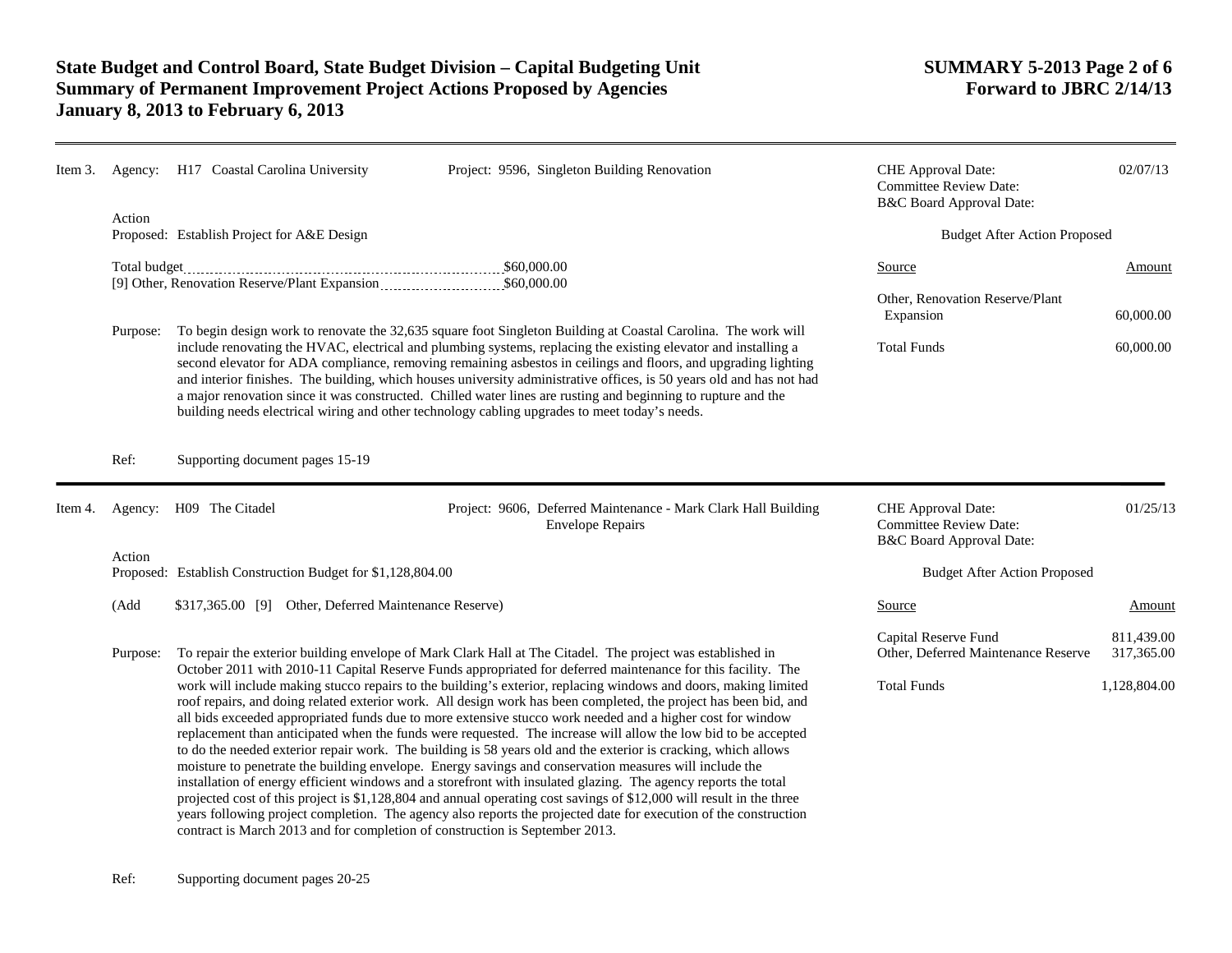# State Budget and Control Board, State Budget Division – Capital Budgeting Unit
# Summary of Permanent Improvement Project Actions Proposed by Agencies
# January 8, 2013 to February 6, 2013

**SUMMARY 5-2013**
**Forward to JBRC 2/14/13**

---

**Item 3.** Agency: H17 Coastal Carolina University

Project: 9596, Singleton Building Renovation

| | |
|---|---|
| CHE Approval Date: | 02/07/13 |
| Committee Review Date: | |
| B&C Board Approval Date: | |

Action Proposed: Establish Project for A&E Design

Total budget .......... $60,000.00
[9] Other, Renovation Reserve/Plant Expansion .......... $60,000.00

**Budget After Action Proposed**

| Source | Amount |
|---|---|
| Other, Renovation Reserve/Plant Expansion | 60,000.00 |
| Total Funds | 60,000.00 |

Purpose: To begin design work to renovate the 32,635 square foot Singleton Building at Coastal Carolina. The work will include renovating the HVAC, electrical and plumbing systems, replacing the existing elevator and installing a second elevator for ADA compliance, removing remaining asbestos in ceilings and floors, and upgrading lighting and interior finishes. The building, which houses university administrative offices, is 50 years old and has not had a major renovation since it was constructed. Chilled water lines are rusting and beginning to rupture and the building needs electrical wiring and other technology cabling upgrades to meet today's needs.

Ref: Supporting document pages 15-19

---

**Item 4.** Agency: H09 The Citadel

Project: 9606, Deferred Maintenance - Mark Clark Hall Building Envelope Repairs

| | |
|---|---|
| CHE Approval Date: | 01/25/13 |
| Committee Review Date: | |
| B&C Board Approval Date: | |

Action Proposed: Establish Construction Budget for $1,128,804.00

(Add $317,365.00 [9] Other, Deferred Maintenance Reserve)

**Budget After Action Proposed**

| Source | Amount |
|---|---|
| Capital Reserve Fund | 811,439.00 |
| Other, Deferred Maintenance Reserve | 317,365.00 |
| Total Funds | 1,128,804.00 |

Purpose: To repair the exterior building envelope of Mark Clark Hall at The Citadel. The project was established in October 2011 with 2010-11 Capital Reserve Funds appropriated for deferred maintenance for this facility. The work will include making stucco repairs to the building's exterior, replacing windows and doors, making limited roof repairs, and doing related exterior work. All design work has been completed, the project has been bid, and all bids exceeded appropriated funds due to more extensive stucco work needed and a higher cost for window replacement than anticipated when the funds were requested. The increase will allow the low bid to be accepted to do the needed exterior repair work. The building is 58 years old and the exterior is cracking, which allows moisture to penetrate the building envelope. Energy savings and conservation measures will include the installation of energy efficient windows and a storefront with insulated glazing. The agency reports the total projected cost of this project is $1,128,804 and annual operating cost savings of $12,000 will result in the three years following project completion. The agency also reports the projected date for execution of the construction contract is March 2013 and for completion of construction is September 2013.

Ref: Supporting document pages 20-25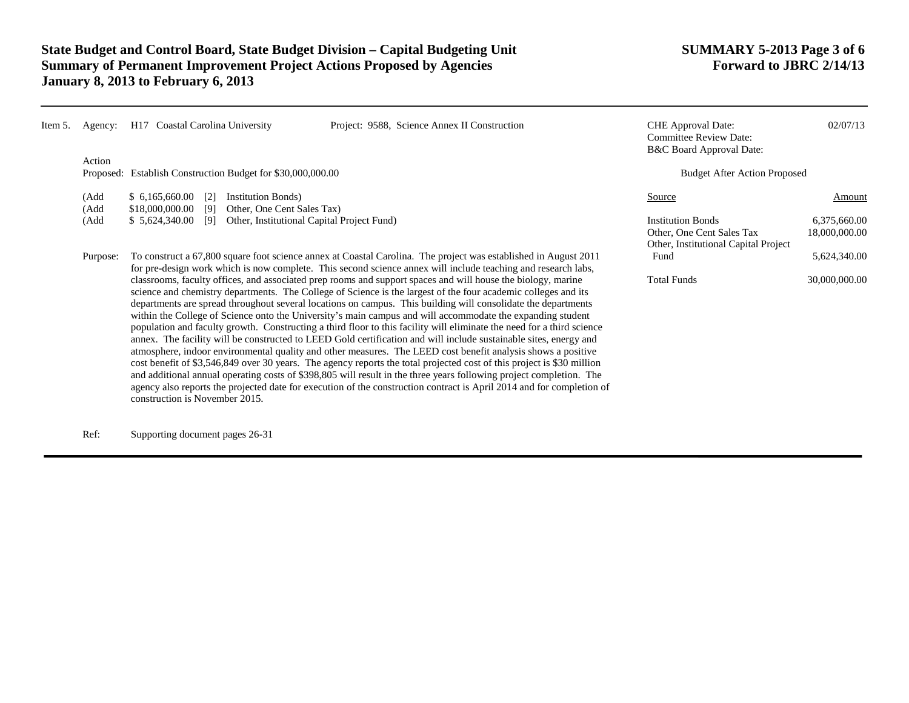**State Budget and Control Board, State Budget Division – Capital Budgeting Unit**
**Summary of Permanent Improvement Project Actions Proposed by Agencies**
**January 8, 2013 to February 6, 2013**

**SUMMARY 5-2013 Page 3 of 6**
**Forward to JBRC 2/14/13**

---

Item 5. Agency: H17 Coastal Carolina University    Project: 9588, Science Annex II Construction

| | |
|---|---|
| CHE Approval Date: | 02/07/13 |
| Committee Review Date: | |
| B&C Board Approval Date: | |

Action Proposed: Establish Construction Budget for $30,000,000.00

(Add $ 6,165,660.00 [2] Institution Bonds)
(Add $18,000,000.00 [9] Other, One Cent Sales Tax)
(Add $ 5,624,340.00 [9] Other, Institutional Capital Project Fund)

Budget After Action Proposed

| Source | Amount |
|---|---|
| Institution Bonds | 6,375,660.00 |
| Other, One Cent Sales Tax | 18,000,000.00 |
| Other, Institutional Capital Project Fund | 5,624,340.00 |
| Total Funds | 30,000,000.00 |

Purpose: To construct a 67,800 square foot science annex at Coastal Carolina. The project was established in August 2011 for pre-design work which is now complete. This second science annex will include teaching and research labs, classrooms, faculty offices, and associated prep rooms and support spaces and will house the biology, marine science and chemistry departments. The College of Science is the largest of the four academic colleges and its departments are spread throughout several locations on campus. This building will consolidate the departments within the College of Science onto the University's main campus and will accommodate the expanding student population and faculty growth. Constructing a third floor to this facility will eliminate the need for a third science annex. The facility will be constructed to LEED Gold certification and will include sustainable sites, energy and atmosphere, indoor environmental quality and other measures. The LEED cost benefit analysis shows a positive cost benefit of $3,546,849 over 30 years. The agency reports the total projected cost of this project is $30 million and additional annual operating costs of $398,805 will result in the three years following project completion. The agency also reports the projected date for execution of the construction contract is April 2014 and for completion of construction is November 2015.

Ref: Supporting document pages 26-31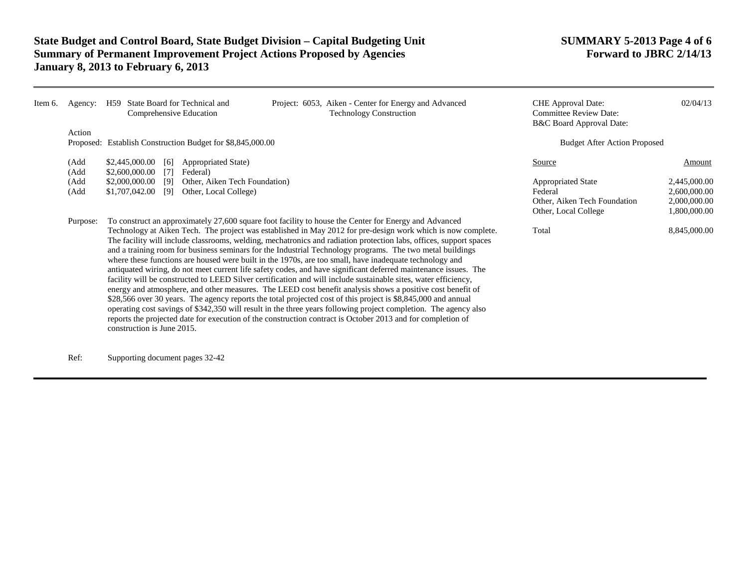**State Budget and Control Board, State Budget Division – Capital Budgeting Unit**
**Summary of Permanent Improvement Project Actions Proposed by Agencies**
**January 8, 2013 to February 6, 2013**

**SUMMARY 5-2013 Page 4 of 6**
**Forward to JBRC 2/14/13**

---

Item 6. Agency: H59 State Board for Technical and Comprehensive Education

Project: 6053, Aiken - Center for Energy and Advanced Technology Construction

CHE Approval Date: 02/04/13
Committee Review Date:
B&C Board Approval Date:

Action Proposed: Establish Construction Budget for $8,845,000.00

(Add $2,445,000.00 [6] Appropriated State)
(Add $2,600,000.00 [7] Federal)
(Add $2,000,000.00 [9] Other, Aiken Tech Foundation)
(Add $1,707,042.00 [9] Other, Local College)

Budget After Action Proposed

| Source | Amount |
|---|---|
| Appropriated State | 2,445,000.00 |
| Federal | 2,600,000.00 |
| Other, Aiken Tech Foundation | 2,000,000.00 |
| Other, Local College | 1,800,000.00 |
| Total | 8,845,000.00 |

Purpose: To construct an approximately 27,600 square foot facility to house the Center for Energy and Advanced Technology at Aiken Tech. The project was established in May 2012 for pre-design work which is now complete. The facility will include classrooms, welding, mechatronics and radiation protection labs, offices, support spaces and a training room for business seminars for the Industrial Technology programs. The two metal buildings where these functions are housed were built in the 1970s, are too small, have inadequate technology and antiquated wiring, do not meet current life safety codes, and have significant deferred maintenance issues. The facility will be constructed to LEED Silver certification and will include sustainable sites, water efficiency, energy and atmosphere, and other measures. The LEED cost benefit analysis shows a positive cost benefit of $28,566 over 30 years. The agency reports the total projected cost of this project is $8,845,000 and annual operating cost savings of $342,350 will result in the three years following project completion. The agency also reports the projected date for execution of the construction contract is October 2013 and for completion of construction is June 2015.

Ref: Supporting document pages 32-42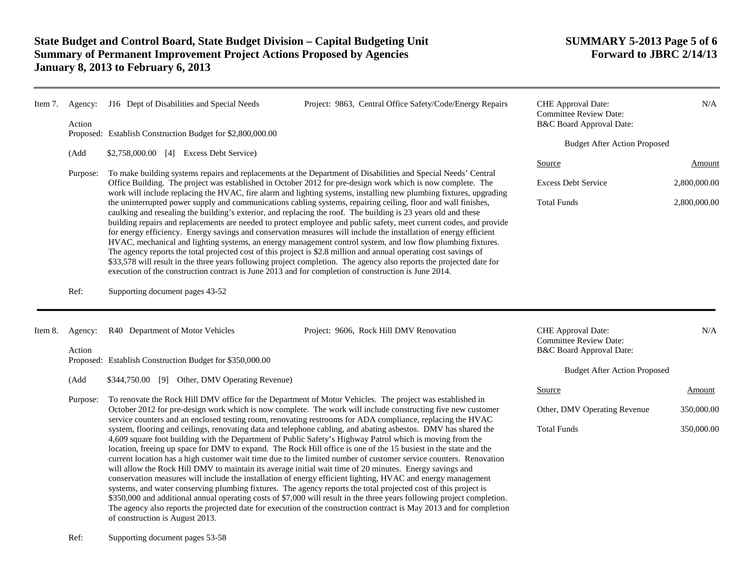**Item 7.** Agency: J16 Dept of Disabilities and Special Needs  Project: 9863, Central Office Safety/Code/Energy Repairs

Action Proposed: Establish Construction Budget for $2,800,000.00

(Add $2,758,000.00 [4] Excess Debt Service)

Purpose: To make building systems repairs and replacements at the Department of Disabilities and Special Needs' Central Office Building. The project was established in October 2012 for pre-design work which is now complete. The work will include replacing the HVAC, fire alarm and lighting systems, installing new plumbing fixtures, upgrading the uninterrupted power supply and communications cabling systems, repairing ceiling, floor and wall finishes, caulking and resealing the building's exterior, and replacing the roof. The building is 23 years old and these building repairs and replacements are needed to protect employee and public safety, meet current codes, and provide for energy efficiency. Energy savings and conservation measures will include the installation of energy efficient HVAC, mechanical and lighting systems, an energy management control system, and low flow plumbing fixtures. The agency reports the total projected cost of this project is $2.8 million and annual operating cost savings of $33,578 will result in the three years following project completion. The agency also reports the projected date for execution of the construction contract is June 2013 and for completion of construction is June 2014.

Ref: Supporting document pages 43-52

CHE Approval Date: N/A
Committee Review Date:
B&C Board Approval Date:

Budget After Action Proposed

| Source | Amount |
| --- | --- |
| Excess Debt Service | 2,800,000.00 |
| Total Funds | 2,800,000.00 |

---

**Item 8.** Agency: R40 Department of Motor Vehicles  Project: 9606, Rock Hill DMV Renovation

Action Proposed: Establish Construction Budget for $350,000.00

(Add $344,750.00 [9] Other, DMV Operating Revenue)

Purpose: To renovate the Rock Hill DMV office for the Department of Motor Vehicles. The project was established in October 2012 for pre-design work which is now complete. The work will include constructing five new customer service counters and an enclosed testing room, renovating restrooms for ADA compliance, replacing the HVAC system, flooring and ceilings, renovating data and telephone cabling, and abating asbestos. DMV has shared the 4,609 square foot building with the Department of Public Safety's Highway Patrol which is moving from the location, freeing up space for DMV to expand. The Rock Hill office is one of the 15 busiest in the state and the current location has a high customer wait time due to the limited number of customer service counters. Renovation will allow the Rock Hill DMV to maintain its average initial wait time of 20 minutes. Energy savings and conservation measures will include the installation of energy efficient lighting, HVAC and energy management systems, and water conserving plumbing fixtures. The agency reports the total projected cost of this project is $350,000 and additional annual operating costs of $7,000 will result in the three years following project completion. The agency also reports the projected date for execution of the construction contract is May 2013 and for completion of construction is August 2013.

Ref: Supporting document pages 53-58

CHE Approval Date: N/A
Committee Review Date:
B&C Board Approval Date:

Budget After Action Proposed

| Source | Amount |
| --- | --- |
| Other, DMV Operating Revenue | 350,000.00 |
| Total Funds | 350,000.00 |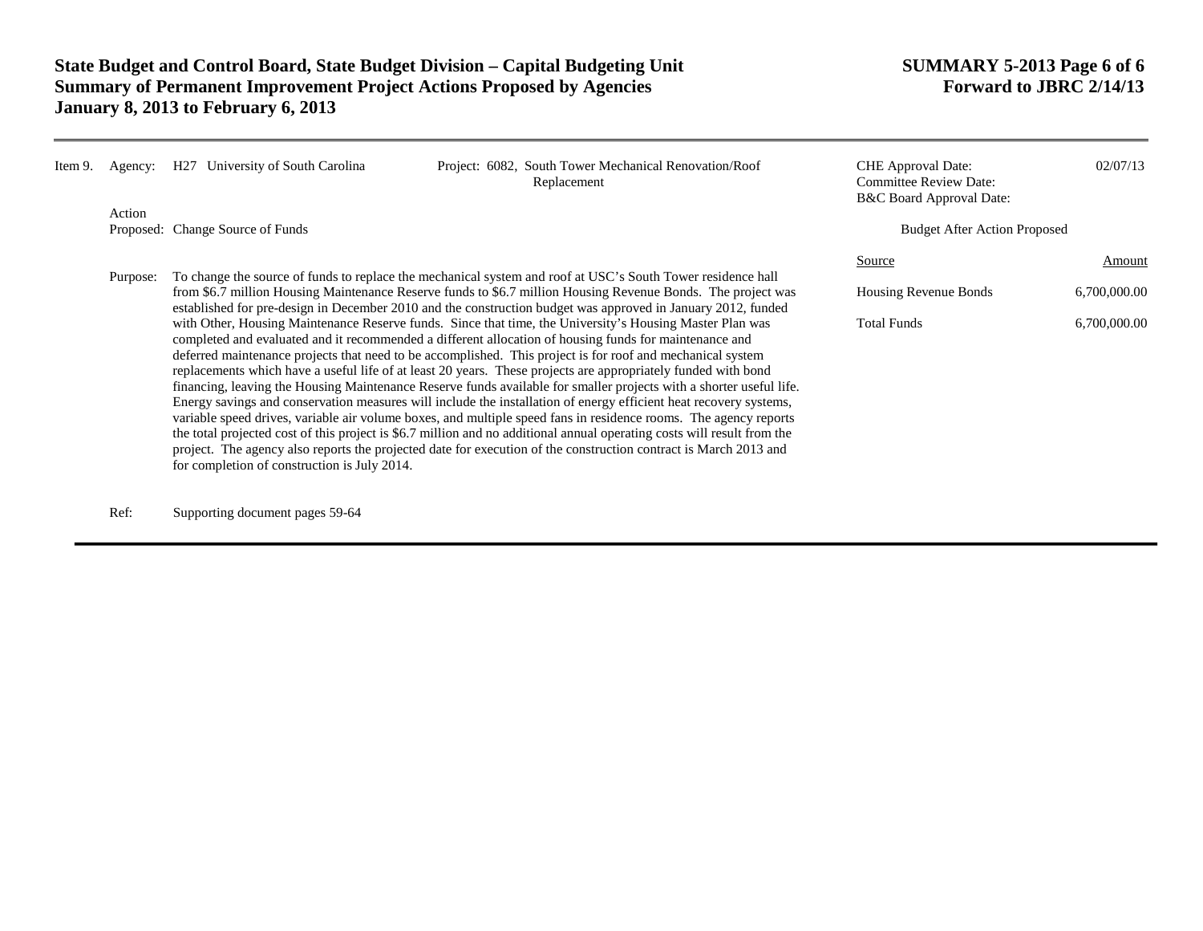Item 9. Agency: H27 University of South Carolina

Project: 6082, South Tower Mechanical Renovation/Roof Replacement

CHE Approval Date: 02/07/13
Committee Review Date:
B&C Board Approval Date:

Action Proposed: Change Source of Funds

Budget After Action Proposed

| Source | Amount |
|---|---|
| Housing Revenue Bonds | 6,700,000.00 |
| Total Funds | 6,700,000.00 |

Purpose: To change the source of funds to replace the mechanical system and roof at USC's South Tower residence hall from $6.7 million Housing Maintenance Reserve funds to $6.7 million Housing Revenue Bonds. The project was established for pre-design in December 2010 and the construction budget was approved in January 2012, funded with Other, Housing Maintenance Reserve funds. Since that time, the University's Housing Master Plan was completed and evaluated and it recommended a different allocation of housing funds for maintenance and deferred maintenance projects that need to be accomplished. This project is for roof and mechanical system replacements which have a useful life of at least 20 years. These projects are appropriately funded with bond financing, leaving the Housing Maintenance Reserve funds available for smaller projects with a shorter useful life. Energy savings and conservation measures will include the installation of energy efficient heat recovery systems, variable speed drives, variable air volume boxes, and multiple speed fans in residence rooms. The agency reports the total projected cost of this project is $6.7 million and no additional annual operating costs will result from the project. The agency also reports the projected date for execution of the construction contract is March 2013 and for completion of construction is July 2014.

Ref: Supporting document pages 59-64